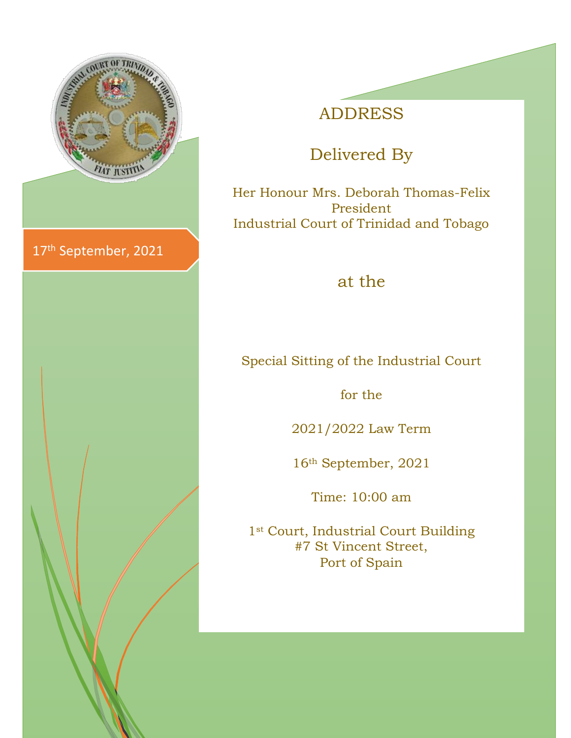17th September, 2021

# ADDRESS

## Delivered By

Her Honour Mrs. Deborah Thomas-Felix
President
Industrial Court of Trinidad and Tobago

## at the

Special Sitting of the Industrial Court

for the

2021/2022 Law Term

16th September, 2021

Time: 10:00 am

1st Court, Industrial Court Building
#7 St Vincent Street,
Port of Spain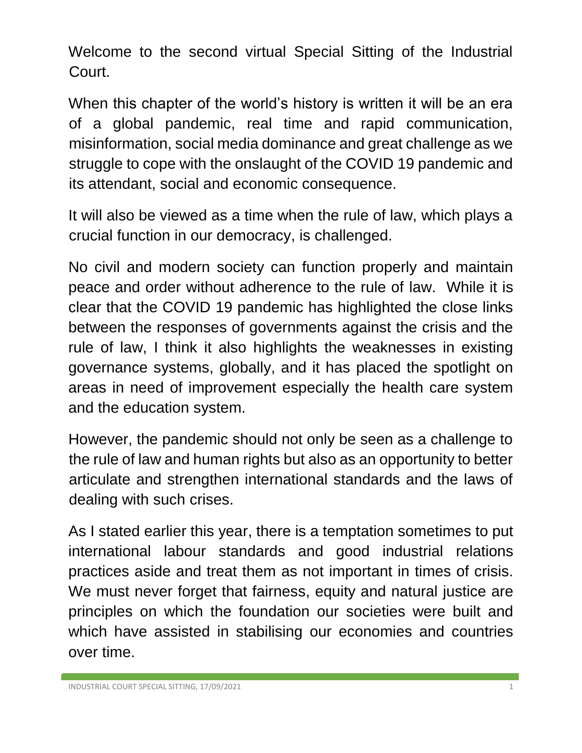Welcome to the second virtual Special Sitting of the Industrial Court.

When this chapter of the world's history is written it will be an era of a global pandemic, real time and rapid communication, misinformation, social media dominance and great challenge as we struggle to cope with the onslaught of the COVID 19 pandemic and its attendant, social and economic consequence.

It will also be viewed as a time when the rule of law, which plays a crucial function in our democracy, is challenged.

No civil and modern society can function properly and maintain peace and order without adherence to the rule of law. While it is clear that the COVID 19 pandemic has highlighted the close links between the responses of governments against the crisis and the rule of law, I think it also highlights the weaknesses in existing governance systems, globally, and it has placed the spotlight on areas in need of improvement especially the health care system and the education system.

However, the pandemic should not only be seen as a challenge to the rule of law and human rights but also as an opportunity to better articulate and strengthen international standards and the laws of dealing with such crises.

As I stated earlier this year, there is a temptation sometimes to put international labour standards and good industrial relations practices aside and treat them as not important in times of crisis. We must never forget that fairness, equity and natural justice are principles on which the foundation our societies were built and which have assisted in stabilising our economies and countries over time.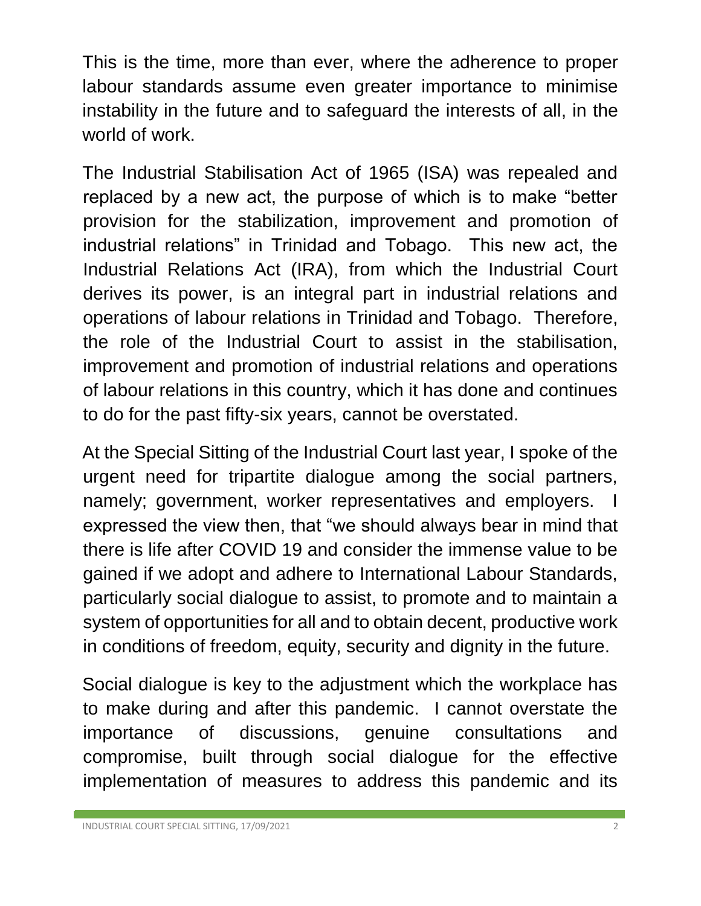This is the time, more than ever, where the adherence to proper labour standards assume even greater importance to minimise instability in the future and to safeguard the interests of all, in the world of work.

The Industrial Stabilisation Act of 1965 (ISA) was repealed and replaced by a new act, the purpose of which is to make "better provision for the stabilization, improvement and promotion of industrial relations" in Trinidad and Tobago. This new act, the Industrial Relations Act (IRA), from which the Industrial Court derives its power, is an integral part in industrial relations and operations of labour relations in Trinidad and Tobago. Therefore, the role of the Industrial Court to assist in the stabilisation, improvement and promotion of industrial relations and operations of labour relations in this country, which it has done and continues to do for the past fifty-six years, cannot be overstated.

At the Special Sitting of the Industrial Court last year, I spoke of the urgent need for tripartite dialogue among the social partners, namely; government, worker representatives and employers. I expressed the view then, that "we should always bear in mind that there is life after COVID 19 and consider the immense value to be gained if we adopt and adhere to International Labour Standards, particularly social dialogue to assist, to promote and to maintain a system of opportunities for all and to obtain decent, productive work in conditions of freedom, equity, security and dignity in the future.

Social dialogue is key to the adjustment which the workplace has to make during and after this pandemic. I cannot overstate the importance of discussions, genuine consultations and compromise, built through social dialogue for the effective implementation of measures to address this pandemic and its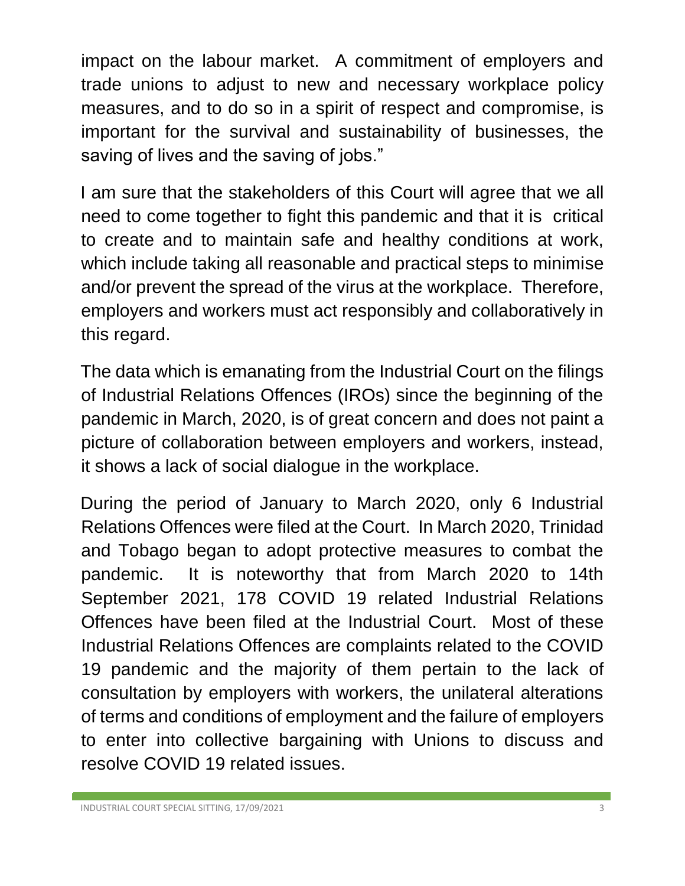impact on the labour market. A commitment of employers and trade unions to adjust to new and necessary workplace policy measures, and to do so in a spirit of respect and compromise, is important for the survival and sustainability of businesses, the saving of lives and the saving of jobs."

I am sure that the stakeholders of this Court will agree that we all need to come together to fight this pandemic and that it is critical to create and to maintain safe and healthy conditions at work, which include taking all reasonable and practical steps to minimise and/or prevent the spread of the virus at the workplace. Therefore, employers and workers must act responsibly and collaboratively in this regard.

The data which is emanating from the Industrial Court on the filings of Industrial Relations Offences (IROs) since the beginning of the pandemic in March, 2020, is of great concern and does not paint a picture of collaboration between employers and workers, instead, it shows a lack of social dialogue in the workplace.

During the period of January to March 2020, only 6 Industrial Relations Offences were filed at the Court. In March 2020, Trinidad and Tobago began to adopt protective measures to combat the pandemic. It is noteworthy that from March 2020 to 14th September 2021, 178 COVID 19 related Industrial Relations Offences have been filed at the Industrial Court. Most of these Industrial Relations Offences are complaints related to the COVID 19 pandemic and the majority of them pertain to the lack of consultation by employers with workers, the unilateral alterations of terms and conditions of employment and the failure of employers to enter into collective bargaining with Unions to discuss and resolve COVID 19 related issues.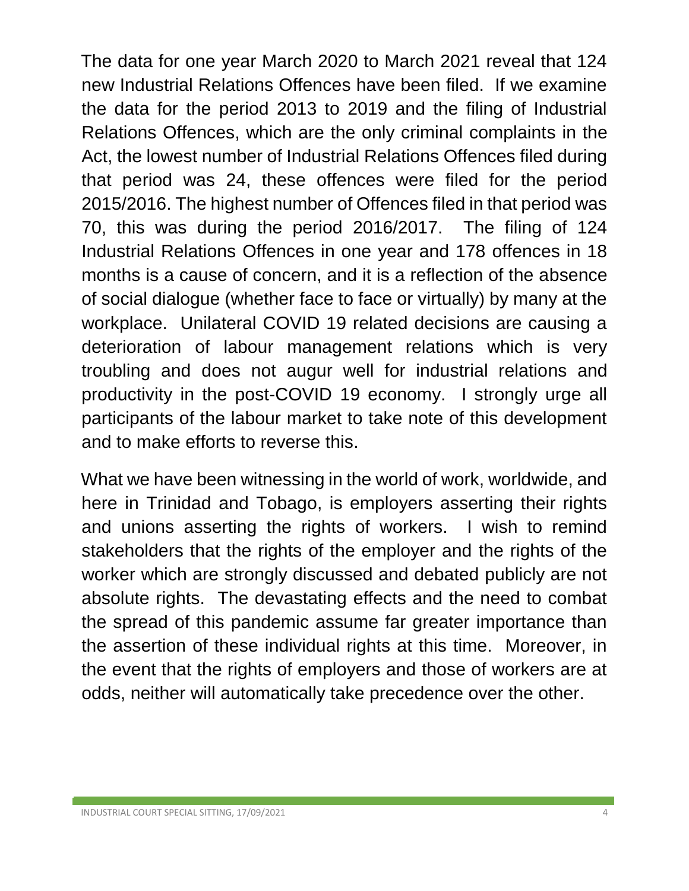The data for one year March 2020 to March 2021 reveal that 124 new Industrial Relations Offences have been filed. If we examine the data for the period 2013 to 2019 and the filing of Industrial Relations Offences, which are the only criminal complaints in the Act, the lowest number of Industrial Relations Offences filed during that period was 24, these offences were filed for the period 2015/2016. The highest number of Offences filed in that period was 70, this was during the period 2016/2017. The filing of 124 Industrial Relations Offences in one year and 178 offences in 18 months is a cause of concern, and it is a reflection of the absence of social dialogue (whether face to face or virtually) by many at the workplace. Unilateral COVID 19 related decisions are causing a deterioration of labour management relations which is very troubling and does not augur well for industrial relations and productivity in the post-COVID 19 economy. I strongly urge all participants of the labour market to take note of this development and to make efforts to reverse this.

What we have been witnessing in the world of work, worldwide, and here in Trinidad and Tobago, is employers asserting their rights and unions asserting the rights of workers. I wish to remind stakeholders that the rights of the employer and the rights of the worker which are strongly discussed and debated publicly are not absolute rights. The devastating effects and the need to combat the spread of this pandemic assume far greater importance than the assertion of these individual rights at this time. Moreover, in the event that the rights of employers and those of workers are at odds, neither will automatically take precedence over the other.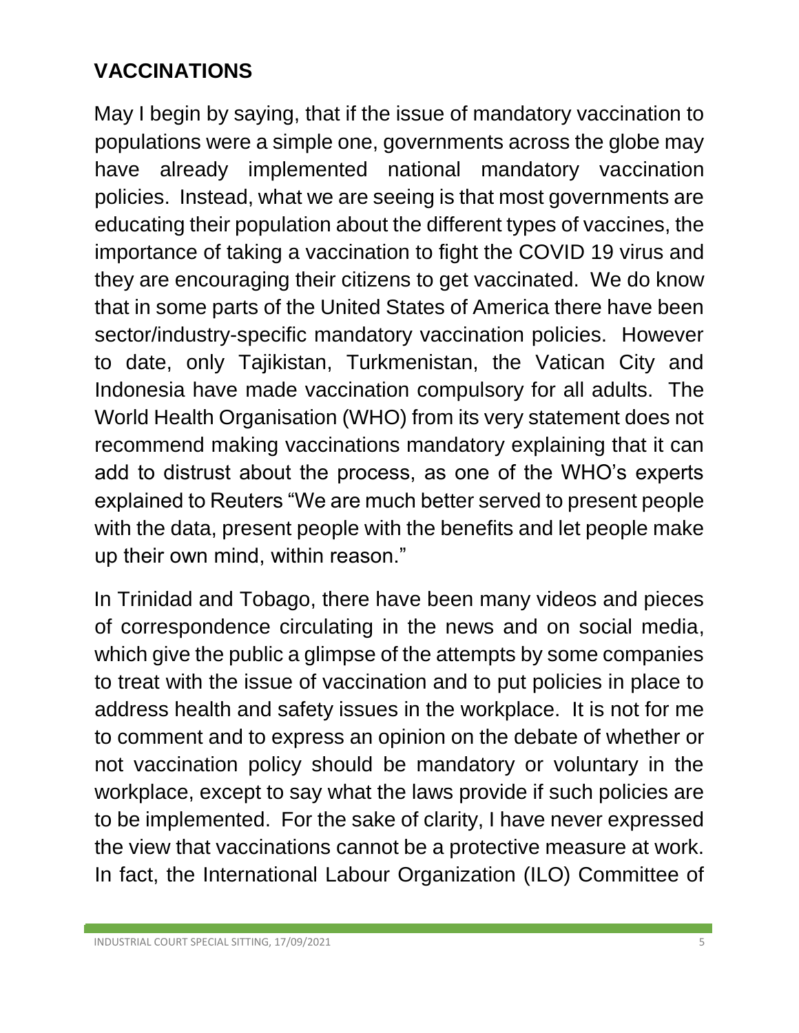## VACCINATIONS

May I begin by saying, that if the issue of mandatory vaccination to populations were a simple one, governments across the globe may have already implemented national mandatory vaccination policies. Instead, what we are seeing is that most governments are educating their population about the different types of vaccines, the importance of taking a vaccination to fight the COVID 19 virus and they are encouraging their citizens to get vaccinated. We do know that in some parts of the United States of America there have been sector/industry-specific mandatory vaccination policies. However to date, only Tajikistan, Turkmenistan, the Vatican City and Indonesia have made vaccination compulsory for all adults. The World Health Organisation (WHO) from its very statement does not recommend making vaccinations mandatory explaining that it can add to distrust about the process, as one of the WHO's experts explained to Reuters "We are much better served to present people with the data, present people with the benefits and let people make up their own mind, within reason."

In Trinidad and Tobago, there have been many videos and pieces of correspondence circulating in the news and on social media, which give the public a glimpse of the attempts by some companies to treat with the issue of vaccination and to put policies in place to address health and safety issues in the workplace. It is not for me to comment and to express an opinion on the debate of whether or not vaccination policy should be mandatory or voluntary in the workplace, except to say what the laws provide if such policies are to be implemented. For the sake of clarity, I have never expressed the view that vaccinations cannot be a protective measure at work. In fact, the International Labour Organization (ILO) Committee of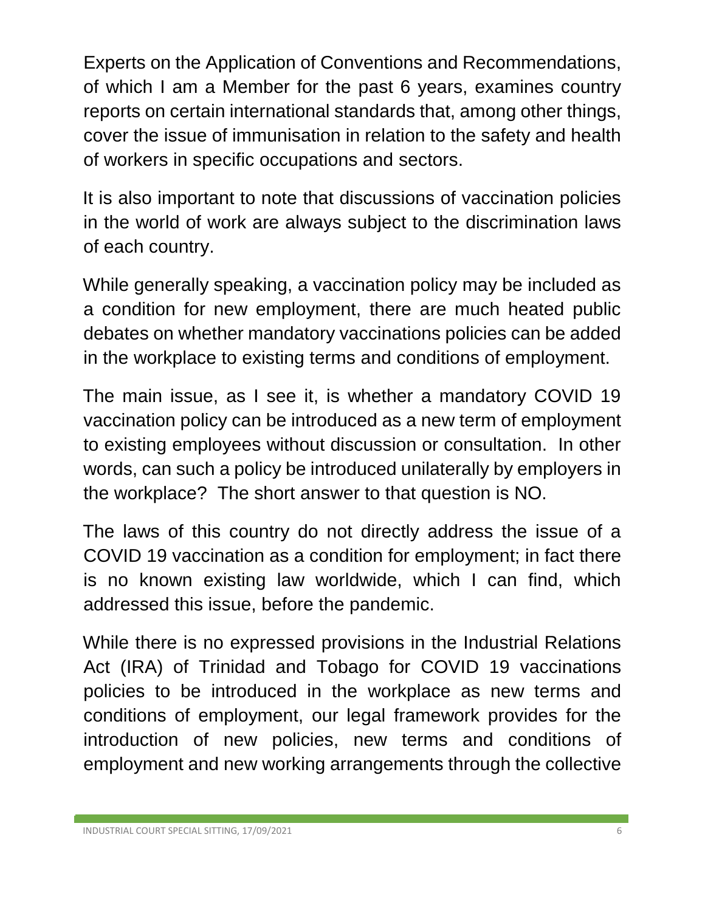Experts on the Application of Conventions and Recommendations, of which I am a Member for the past 6 years, examines country reports on certain international standards that, among other things, cover the issue of immunisation in relation to the safety and health of workers in specific occupations and sectors.

It is also important to note that discussions of vaccination policies in the world of work are always subject to the discrimination laws of each country.

While generally speaking, a vaccination policy may be included as a condition for new employment, there are much heated public debates on whether mandatory vaccinations policies can be added in the workplace to existing terms and conditions of employment.

The main issue, as I see it, is whether a mandatory COVID 19 vaccination policy can be introduced as a new term of employment to existing employees without discussion or consultation. In other words, can such a policy be introduced unilaterally by employers in the workplace? The short answer to that question is NO.

The laws of this country do not directly address the issue of a COVID 19 vaccination as a condition for employment; in fact there is no known existing law worldwide, which I can find, which addressed this issue, before the pandemic.

While there is no expressed provisions in the Industrial Relations Act (IRA) of Trinidad and Tobago for COVID 19 vaccinations policies to be introduced in the workplace as new terms and conditions of employment, our legal framework provides for the introduction of new policies, new terms and conditions of employment and new working arrangements through the collective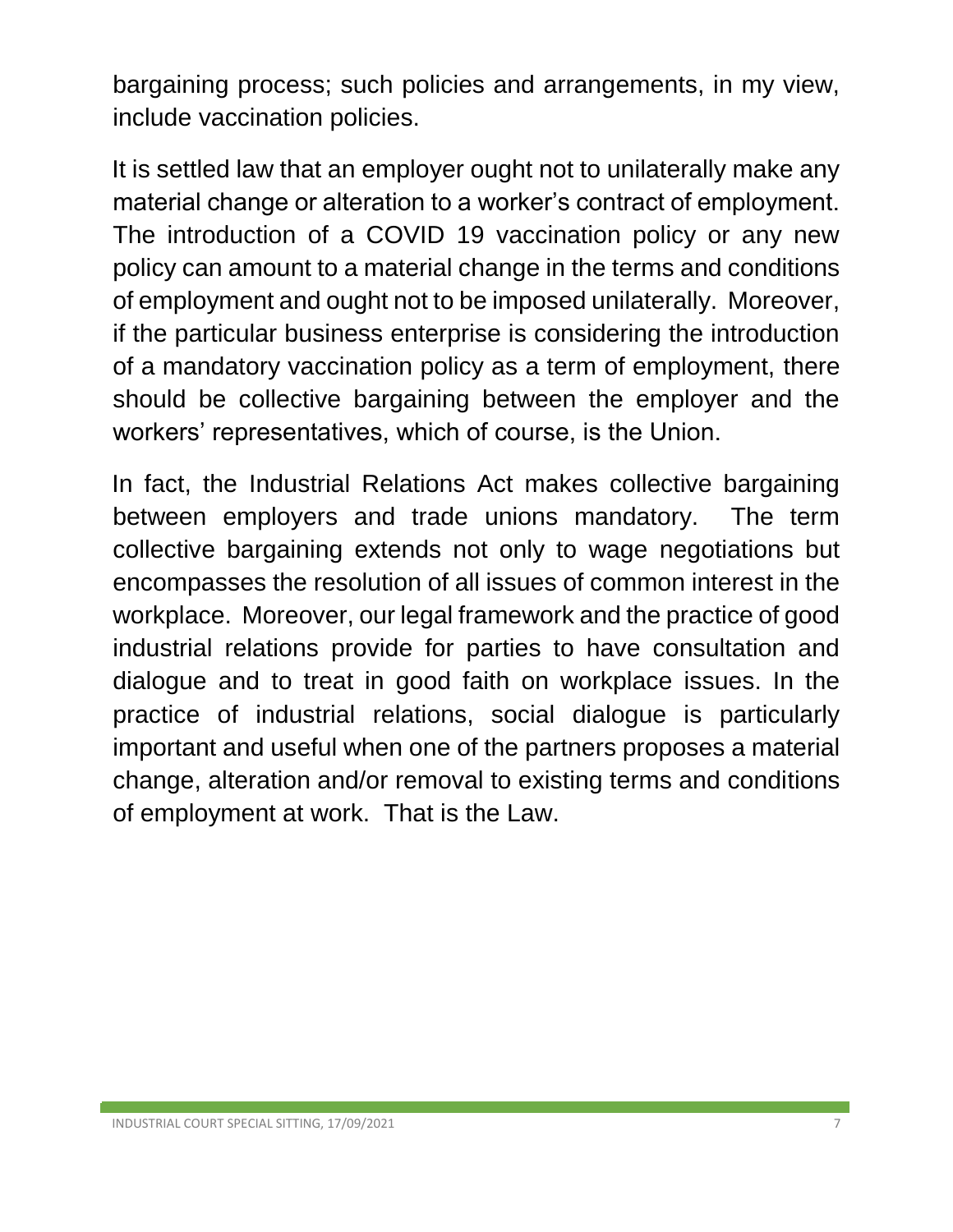bargaining process; such policies and arrangements, in my view, include vaccination policies.

It is settled law that an employer ought not to unilaterally make any material change or alteration to a worker's contract of employment. The introduction of a COVID 19 vaccination policy or any new policy can amount to a material change in the terms and conditions of employment and ought not to be imposed unilaterally. Moreover, if the particular business enterprise is considering the introduction of a mandatory vaccination policy as a term of employment, there should be collective bargaining between the employer and the workers' representatives, which of course, is the Union.

In fact, the Industrial Relations Act makes collective bargaining between employers and trade unions mandatory. The term collective bargaining extends not only to wage negotiations but encompasses the resolution of all issues of common interest in the workplace. Moreover, our legal framework and the practice of good industrial relations provide for parties to have consultation and dialogue and to treat in good faith on workplace issues. In the practice of industrial relations, social dialogue is particularly important and useful when one of the partners proposes a material change, alteration and/or removal to existing terms and conditions of employment at work. That is the Law.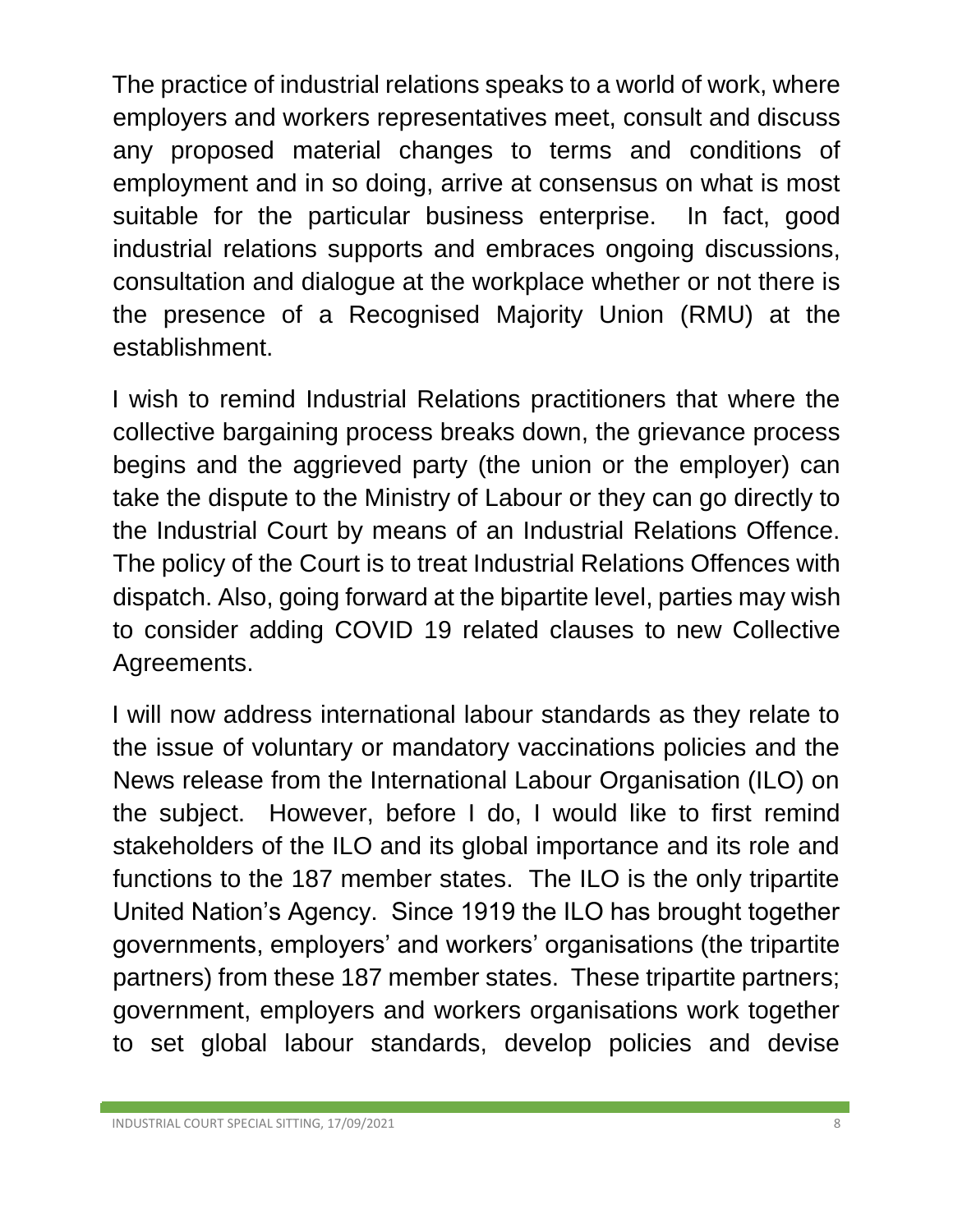The practice of industrial relations speaks to a world of work, where employers and workers representatives meet, consult and discuss any proposed material changes to terms and conditions of employment and in so doing, arrive at consensus on what is most suitable for the particular business enterprise. In fact, good industrial relations supports and embraces ongoing discussions, consultation and dialogue at the workplace whether or not there is the presence of a Recognised Majority Union (RMU) at the establishment.

I wish to remind Industrial Relations practitioners that where the collective bargaining process breaks down, the grievance process begins and the aggrieved party (the union or the employer) can take the dispute to the Ministry of Labour or they can go directly to the Industrial Court by means of an Industrial Relations Offence. The policy of the Court is to treat Industrial Relations Offences with dispatch. Also, going forward at the bipartite level, parties may wish to consider adding COVID 19 related clauses to new Collective Agreements.

I will now address international labour standards as they relate to the issue of voluntary or mandatory vaccinations policies and the News release from the International Labour Organisation (ILO) on the subject. However, before I do, I would like to first remind stakeholders of the ILO and its global importance and its role and functions to the 187 member states. The ILO is the only tripartite United Nation's Agency. Since 1919 the ILO has brought together governments, employers' and workers' organisations (the tripartite partners) from these 187 member states. These tripartite partners; government, employers and workers organisations work together to set global labour standards, develop policies and devise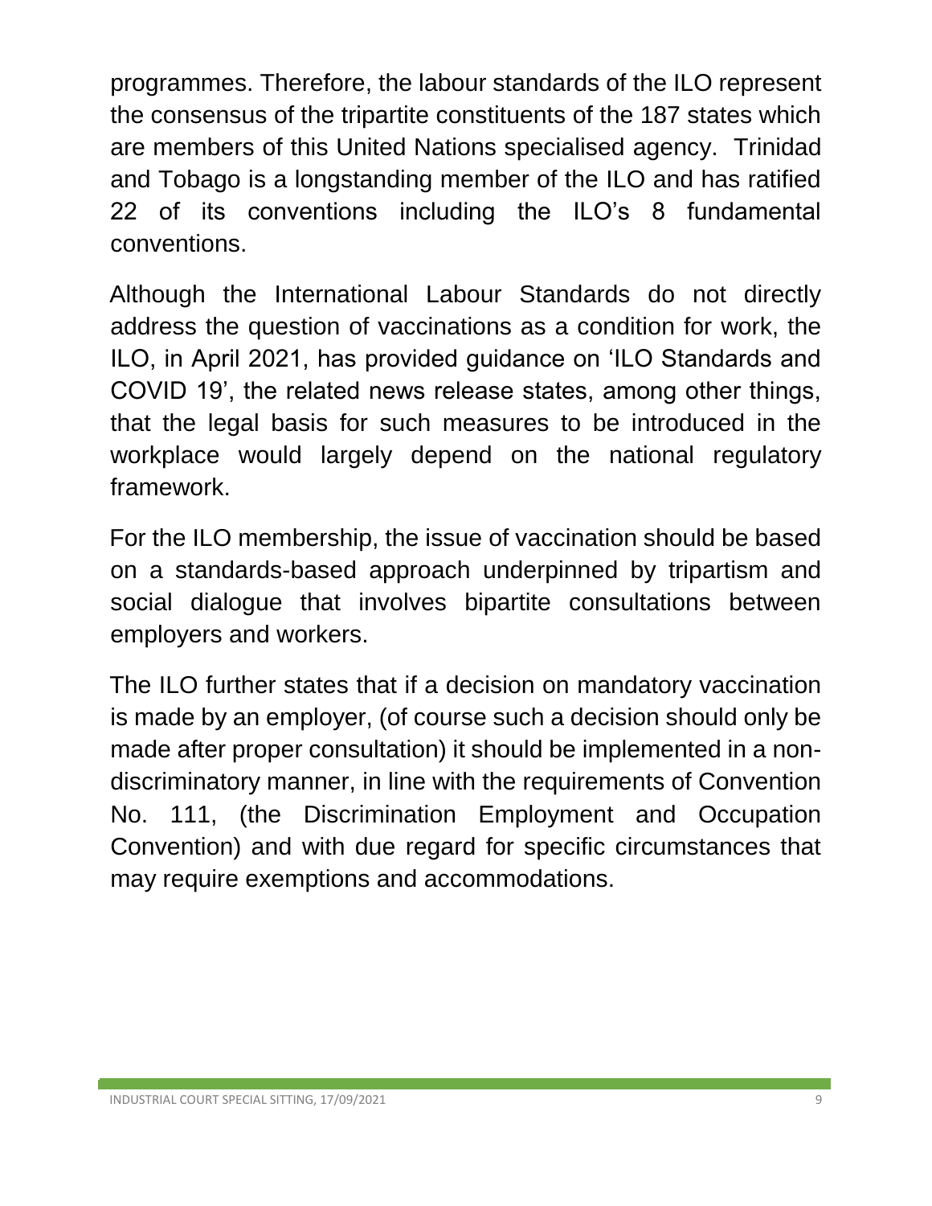programmes. Therefore, the labour standards of the ILO represent the consensus of the tripartite constituents of the 187 states which are members of this United Nations specialised agency. Trinidad and Tobago is a longstanding member of the ILO and has ratified 22 of its conventions including the ILO's 8 fundamental conventions.

Although the International Labour Standards do not directly address the question of vaccinations as a condition for work, the ILO, in April 2021, has provided guidance on 'ILO Standards and COVID 19', the related news release states, among other things, that the legal basis for such measures to be introduced in the workplace would largely depend on the national regulatory framework.

For the ILO membership, the issue of vaccination should be based on a standards-based approach underpinned by tripartism and social dialogue that involves bipartite consultations between employers and workers.

The ILO further states that if a decision on mandatory vaccination is made by an employer, (of course such a decision should only be made after proper consultation) it should be implemented in a non-discriminatory manner, in line with the requirements of Convention No. 111, (the Discrimination Employment and Occupation Convention) and with due regard for specific circumstances that may require exemptions and accommodations.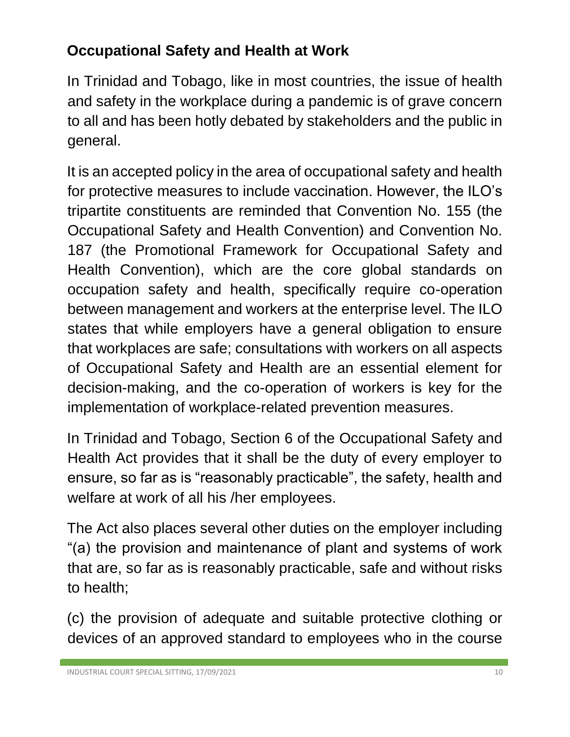## Occupational Safety and Health at Work

In Trinidad and Tobago, like in most countries, the issue of health and safety in the workplace during a pandemic is of grave concern to all and has been hotly debated by stakeholders and the public in general.

It is an accepted policy in the area of occupational safety and health for protective measures to include vaccination. However, the ILO's tripartite constituents are reminded that Convention No. 155 (the Occupational Safety and Health Convention) and Convention No. 187 (the Promotional Framework for Occupational Safety and Health Convention), which are the core global standards on occupation safety and health, specifically require co-operation between management and workers at the enterprise level. The ILO states that while employers have a general obligation to ensure that workplaces are safe; consultations with workers on all aspects of Occupational Safety and Health are an essential element for decision-making, and the co-operation of workers is key for the implementation of workplace-related prevention measures.

In Trinidad and Tobago, Section 6 of the Occupational Safety and Health Act provides that it shall be the duty of every employer to ensure, so far as is "reasonably practicable", the safety, health and welfare at work of all his /her employees.

The Act also places several other duties on the employer including "(a) the provision and maintenance of plant and systems of work that are, so far as is reasonably practicable, safe and without risks to health;

(c) the provision of adequate and suitable protective clothing or devices of an approved standard to employees who in the course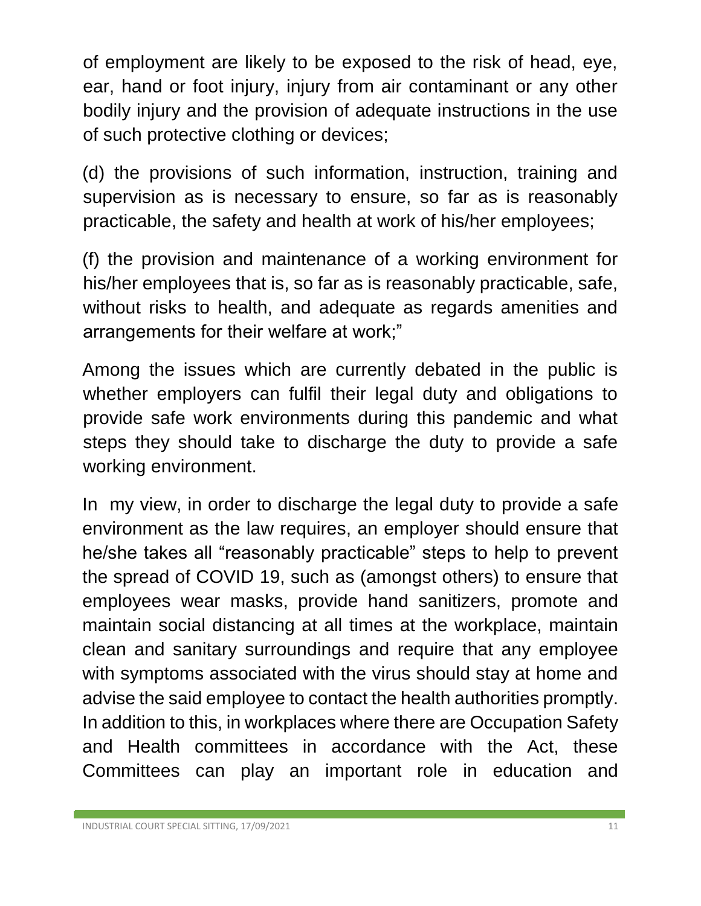of employment are likely to be exposed to the risk of head, eye, ear, hand or foot injury, injury from air contaminant or any other bodily injury and the provision of adequate instructions in the use of such protective clothing or devices;

(d) the provisions of such information, instruction, training and supervision as is necessary to ensure, so far as is reasonably practicable, the safety and health at work of his/her employees;

(f) the provision and maintenance of a working environment for his/her employees that is, so far as is reasonably practicable, safe, without risks to health, and adequate as regards amenities and arrangements for their welfare at work;"

Among the issues which are currently debated in the public is whether employers can fulfil their legal duty and obligations to provide safe work environments during this pandemic and what steps they should take to discharge the duty to provide a safe working environment.

In my view, in order to discharge the legal duty to provide a safe environment as the law requires, an employer should ensure that he/she takes all "reasonably practicable" steps to help to prevent the spread of COVID 19, such as (amongst others) to ensure that employees wear masks, provide hand sanitizers, promote and maintain social distancing at all times at the workplace, maintain clean and sanitary surroundings and require that any employee with symptoms associated with the virus should stay at home and advise the said employee to contact the health authorities promptly. In addition to this, in workplaces where there are Occupation Safety and Health committees in accordance with the Act, these Committees can play an important role in education and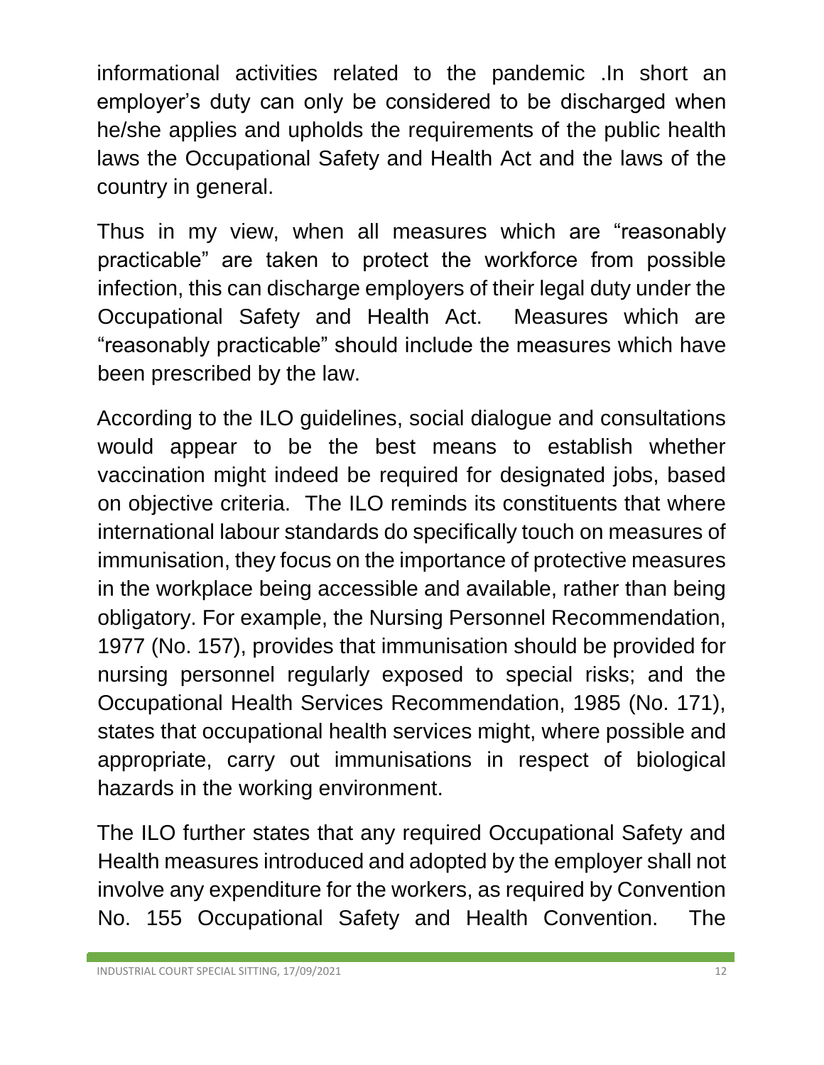informational activities related to the pandemic .In short an employer's duty can only be considered to be discharged when he/she applies and upholds the requirements of the public health laws the Occupational Safety and Health Act and the laws of the country in general.

Thus in my view, when all measures which are "reasonably practicable" are taken to protect the workforce from possible infection, this can discharge employers of their legal duty under the Occupational Safety and Health Act. Measures which are "reasonably practicable" should include the measures which have been prescribed by the law.

According to the ILO guidelines, social dialogue and consultations would appear to be the best means to establish whether vaccination might indeed be required for designated jobs, based on objective criteria. The ILO reminds its constituents that where international labour standards do specifically touch on measures of immunisation, they focus on the importance of protective measures in the workplace being accessible and available, rather than being obligatory. For example, the Nursing Personnel Recommendation, 1977 (No. 157), provides that immunisation should be provided for nursing personnel regularly exposed to special risks; and the Occupational Health Services Recommendation, 1985 (No. 171), states that occupational health services might, where possible and appropriate, carry out immunisations in respect of biological hazards in the working environment.

The ILO further states that any required Occupational Safety and Health measures introduced and adopted by the employer shall not involve any expenditure for the workers, as required by Convention No. 155 Occupational Safety and Health Convention. The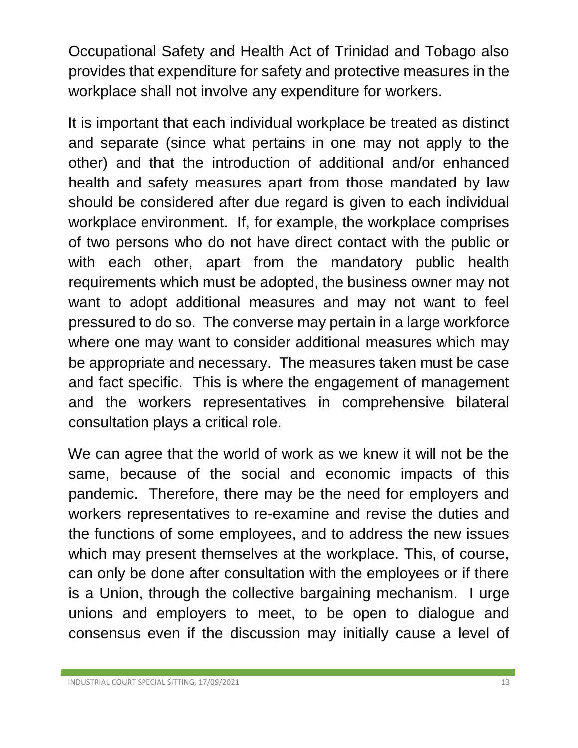Occupational Safety and Health Act of Trinidad and Tobago also provides that expenditure for safety and protective measures in the workplace shall not involve any expenditure for workers.

It is important that each individual workplace be treated as distinct and separate (since what pertains in one may not apply to the other) and that the introduction of additional and/or enhanced health and safety measures apart from those mandated by law should be considered after due regard is given to each individual workplace environment. If, for example, the workplace comprises of two persons who do not have direct contact with the public or with each other, apart from the mandatory public health requirements which must be adopted, the business owner may not want to adopt additional measures and may not want to feel pressured to do so. The converse may pertain in a large workforce where one may want to consider additional measures which may be appropriate and necessary. The measures taken must be case and fact specific. This is where the engagement of management and the workers representatives in comprehensive bilateral consultation plays a critical role.

We can agree that the world of work as we knew it will not be the same, because of the social and economic impacts of this pandemic. Therefore, there may be the need for employers and workers representatives to re-examine and revise the duties and the functions of some employees, and to address the new issues which may present themselves at the workplace. This, of course, can only be done after consultation with the employees or if there is a Union, through the collective bargaining mechanism. I urge unions and employers to meet, to be open to dialogue and consensus even if the discussion may initially cause a level of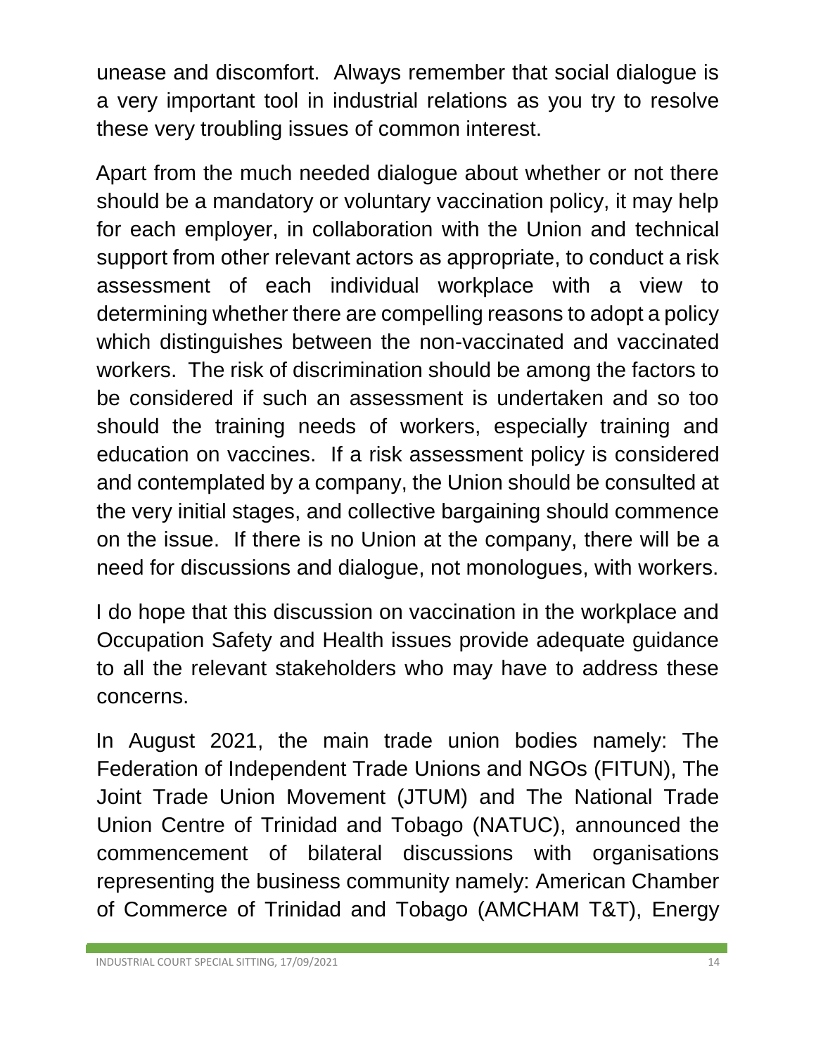unease and discomfort. Always remember that social dialogue is a very important tool in industrial relations as you try to resolve these very troubling issues of common interest.

Apart from the much needed dialogue about whether or not there should be a mandatory or voluntary vaccination policy, it may help for each employer, in collaboration with the Union and technical support from other relevant actors as appropriate, to conduct a risk assessment of each individual workplace with a view to determining whether there are compelling reasons to adopt a policy which distinguishes between the non-vaccinated and vaccinated workers. The risk of discrimination should be among the factors to be considered if such an assessment is undertaken and so too should the training needs of workers, especially training and education on vaccines. If a risk assessment policy is considered and contemplated by a company, the Union should be consulted at the very initial stages, and collective bargaining should commence on the issue. If there is no Union at the company, there will be a need for discussions and dialogue, not monologues, with workers.

I do hope that this discussion on vaccination in the workplace and Occupation Safety and Health issues provide adequate guidance to all the relevant stakeholders who may have to address these concerns.

In August 2021, the main trade union bodies namely: The Federation of Independent Trade Unions and NGOs (FITUN), The Joint Trade Union Movement (JTUM) and The National Trade Union Centre of Trinidad and Tobago (NATUC), announced the commencement of bilateral discussions with organisations representing the business community namely: American Chamber of Commerce of Trinidad and Tobago (AMCHAM T&T), Energy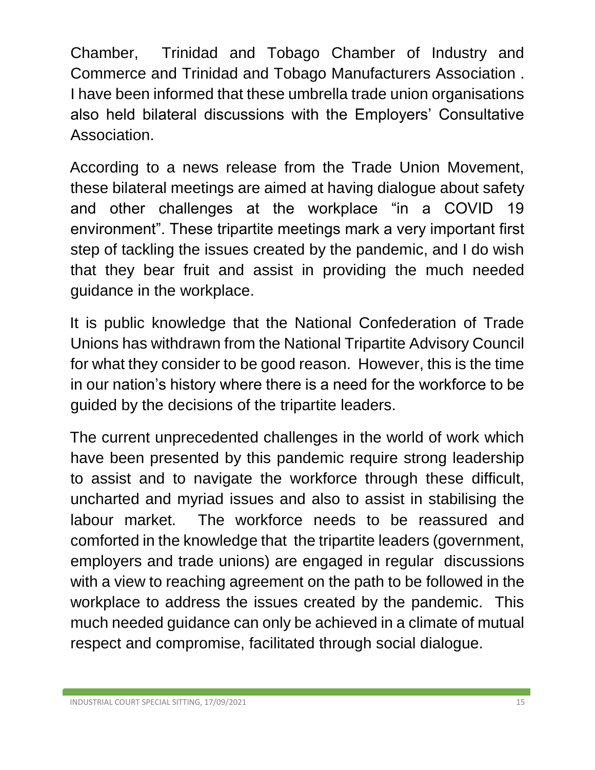Chamber, Trinidad and Tobago Chamber of Industry and Commerce and Trinidad and Tobago Manufacturers Association . I have been informed that these umbrella trade union organisations also held bilateral discussions with the Employers' Consultative Association.

According to a news release from the Trade Union Movement, these bilateral meetings are aimed at having dialogue about safety and other challenges at the workplace "in a COVID 19 environment". These tripartite meetings mark a very important first step of tackling the issues created by the pandemic, and I do wish that they bear fruit and assist in providing the much needed guidance in the workplace.

It is public knowledge that the National Confederation of Trade Unions has withdrawn from the National Tripartite Advisory Council for what they consider to be good reason. However, this is the time in our nation's history where there is a need for the workforce to be guided by the decisions of the tripartite leaders.

The current unprecedented challenges in the world of work which have been presented by this pandemic require strong leadership to assist and to navigate the workforce through these difficult, uncharted and myriad issues and also to assist in stabilising the labour market. The workforce needs to be reassured and comforted in the knowledge that the tripartite leaders (government, employers and trade unions) are engaged in regular discussions with a view to reaching agreement on the path to be followed in the workplace to address the issues created by the pandemic. This much needed guidance can only be achieved in a climate of mutual respect and compromise, facilitated through social dialogue.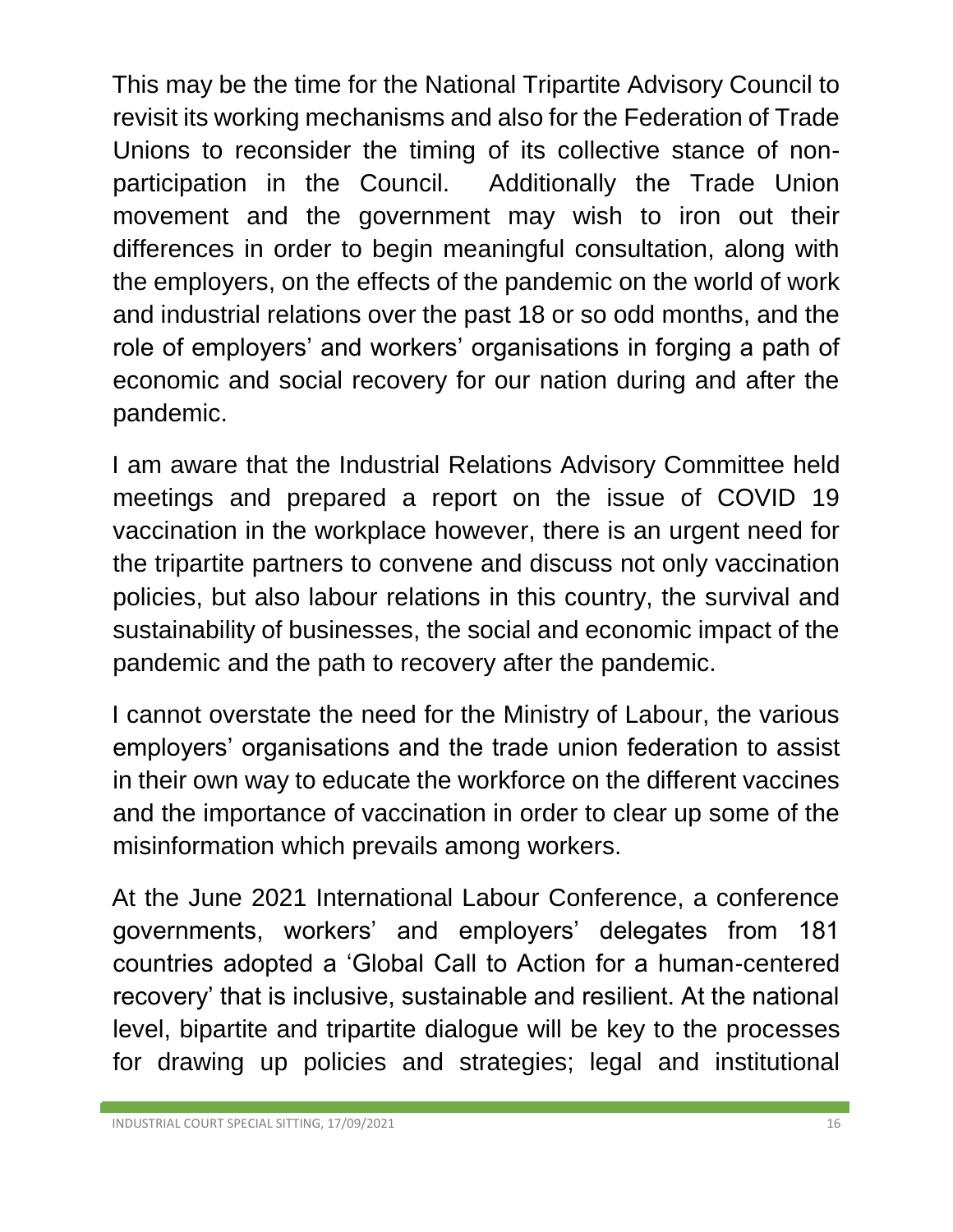This may be the time for the National Tripartite Advisory Council to revisit its working mechanisms and also for the Federation of Trade Unions to reconsider the timing of its collective stance of non-participation in the Council. Additionally the Trade Union movement and the government may wish to iron out their differences in order to begin meaningful consultation, along with the employers, on the effects of the pandemic on the world of work and industrial relations over the past 18 or so odd months, and the role of employers' and workers' organisations in forging a path of economic and social recovery for our nation during and after the pandemic.

I am aware that the Industrial Relations Advisory Committee held meetings and prepared a report on the issue of COVID 19 vaccination in the workplace however, there is an urgent need for the tripartite partners to convene and discuss not only vaccination policies, but also labour relations in this country, the survival and sustainability of businesses, the social and economic impact of the pandemic and the path to recovery after the pandemic.

I cannot overstate the need for the Ministry of Labour, the various employers' organisations and the trade union federation to assist in their own way to educate the workforce on the different vaccines and the importance of vaccination in order to clear up some of the misinformation which prevails among workers.

At the June 2021 International Labour Conference, a conference governments, workers' and employers' delegates from 181 countries adopted a 'Global Call to Action for a human-centered recovery' that is inclusive, sustainable and resilient. At the national level, bipartite and tripartite dialogue will be key to the processes for drawing up policies and strategies; legal and institutional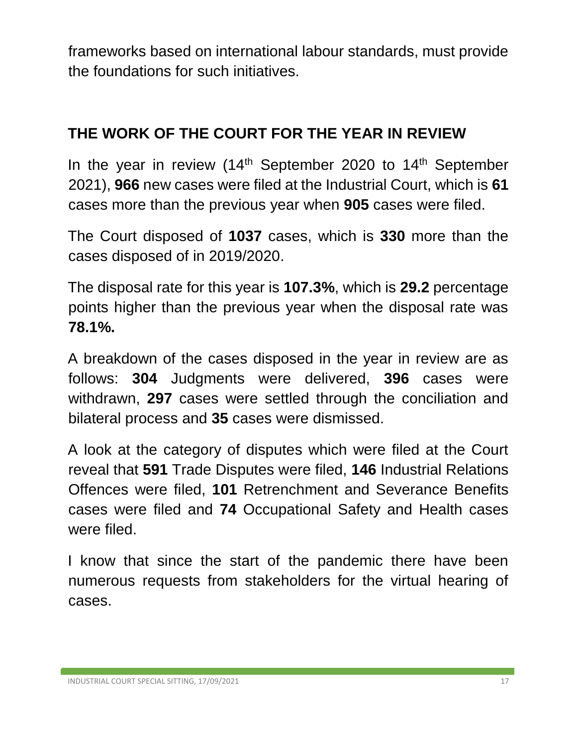frameworks based on international labour standards, must provide the foundations for such initiatives.

## THE WORK OF THE COURT FOR THE YEAR IN REVIEW

In the year in review (14th September 2020 to 14th September 2021), **966** new cases were filed at the Industrial Court, which is **61** cases more than the previous year when **905** cases were filed.

The Court disposed of **1037** cases, which is **330** more than the cases disposed of in 2019/2020.

The disposal rate for this year is **107.3%**, which is **29.2** percentage points higher than the previous year when the disposal rate was **78.1%.**

A breakdown of the cases disposed in the year in review are as follows: **304** Judgments were delivered, **396** cases were withdrawn, **297** cases were settled through the conciliation and bilateral process and **35** cases were dismissed.

A look at the category of disputes which were filed at the Court reveal that **591** Trade Disputes were filed, **146** Industrial Relations Offences were filed, **101** Retrenchment and Severance Benefits cases were filed and **74** Occupational Safety and Health cases were filed.

I know that since the start of the pandemic there have been numerous requests from stakeholders for the virtual hearing of cases.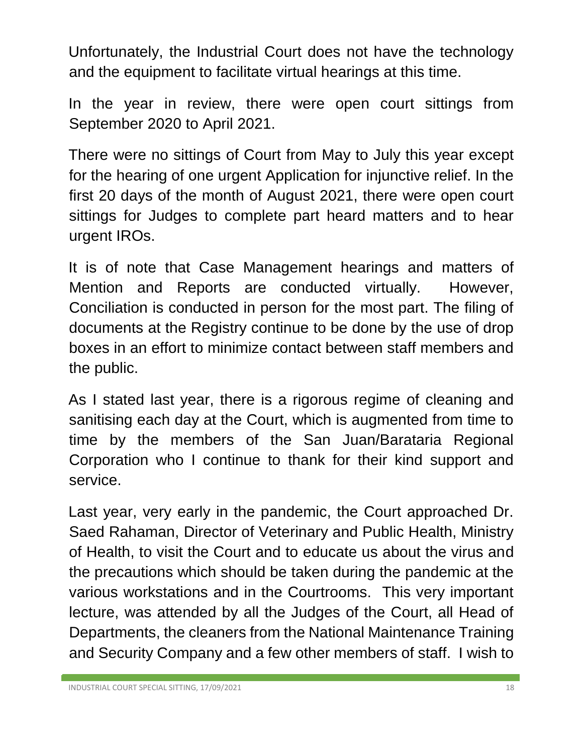Unfortunately, the Industrial Court does not have the technology and the equipment to facilitate virtual hearings at this time.

In the year in review, there were open court sittings from September 2020 to April 2021.

There were no sittings of Court from May to July this year except for the hearing of one urgent Application for injunctive relief. In the first 20 days of the month of August 2021, there were open court sittings for Judges to complete part heard matters and to hear urgent IROs.

It is of note that Case Management hearings and matters of Mention and Reports are conducted virtually. However, Conciliation is conducted in person for the most part. The filing of documents at the Registry continue to be done by the use of drop boxes in an effort to minimize contact between staff members and the public.

As I stated last year, there is a rigorous regime of cleaning and sanitising each day at the Court, which is augmented from time to time by the members of the San Juan/Barataria Regional Corporation who I continue to thank for their kind support and service.

Last year, very early in the pandemic, the Court approached Dr. Saed Rahaman, Director of Veterinary and Public Health, Ministry of Health, to visit the Court and to educate us about the virus and the precautions which should be taken during the pandemic at the various workstations and in the Courtrooms. This very important lecture, was attended by all the Judges of the Court, all Head of Departments, the cleaners from the National Maintenance Training and Security Company and a few other members of staff. I wish to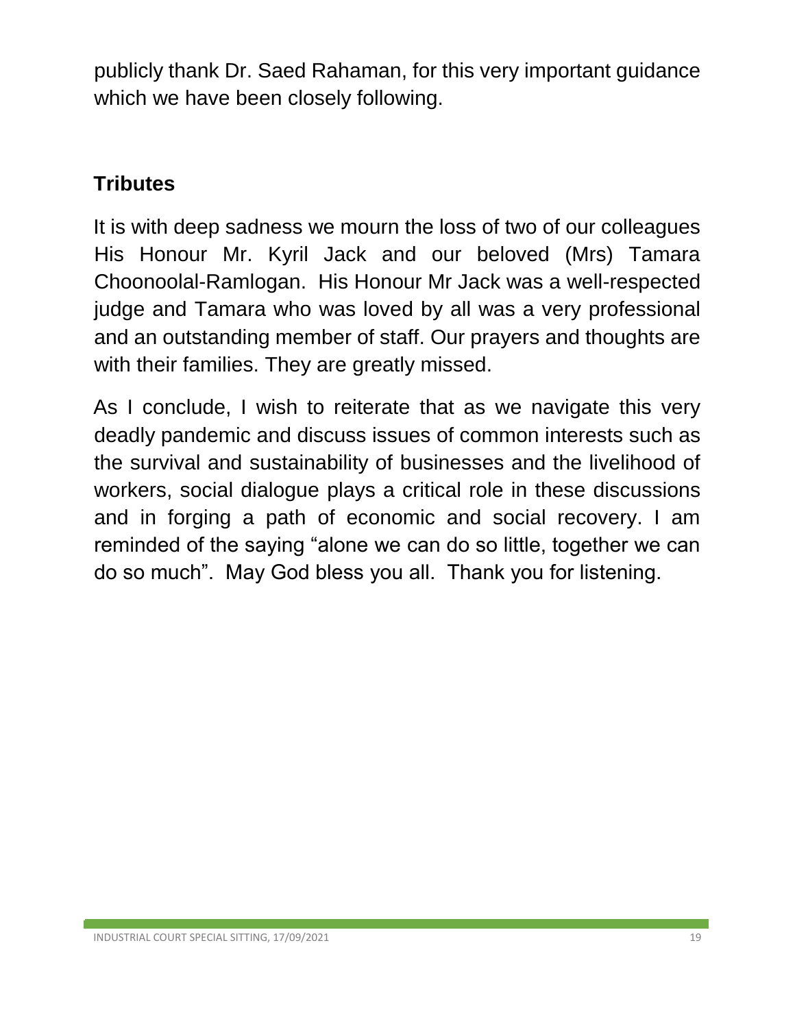publicly thank Dr. Saed Rahaman, for this very important guidance which we have been closely following.

## Tributes

It is with deep sadness we mourn the loss of two of our colleagues His Honour Mr. Kyril Jack and our beloved (Mrs) Tamara Choonoolal-Ramlogan. His Honour Mr Jack was a well-respected judge and Tamara who was loved by all was a very professional and an outstanding member of staff. Our prayers and thoughts are with their families. They are greatly missed.

As I conclude, I wish to reiterate that as we navigate this very deadly pandemic and discuss issues of common interests such as the survival and sustainability of businesses and the livelihood of workers, social dialogue plays a critical role in these discussions and in forging a path of economic and social recovery. I am reminded of the saying "alone we can do so little, together we can do so much". May God bless you all. Thank you for listening.